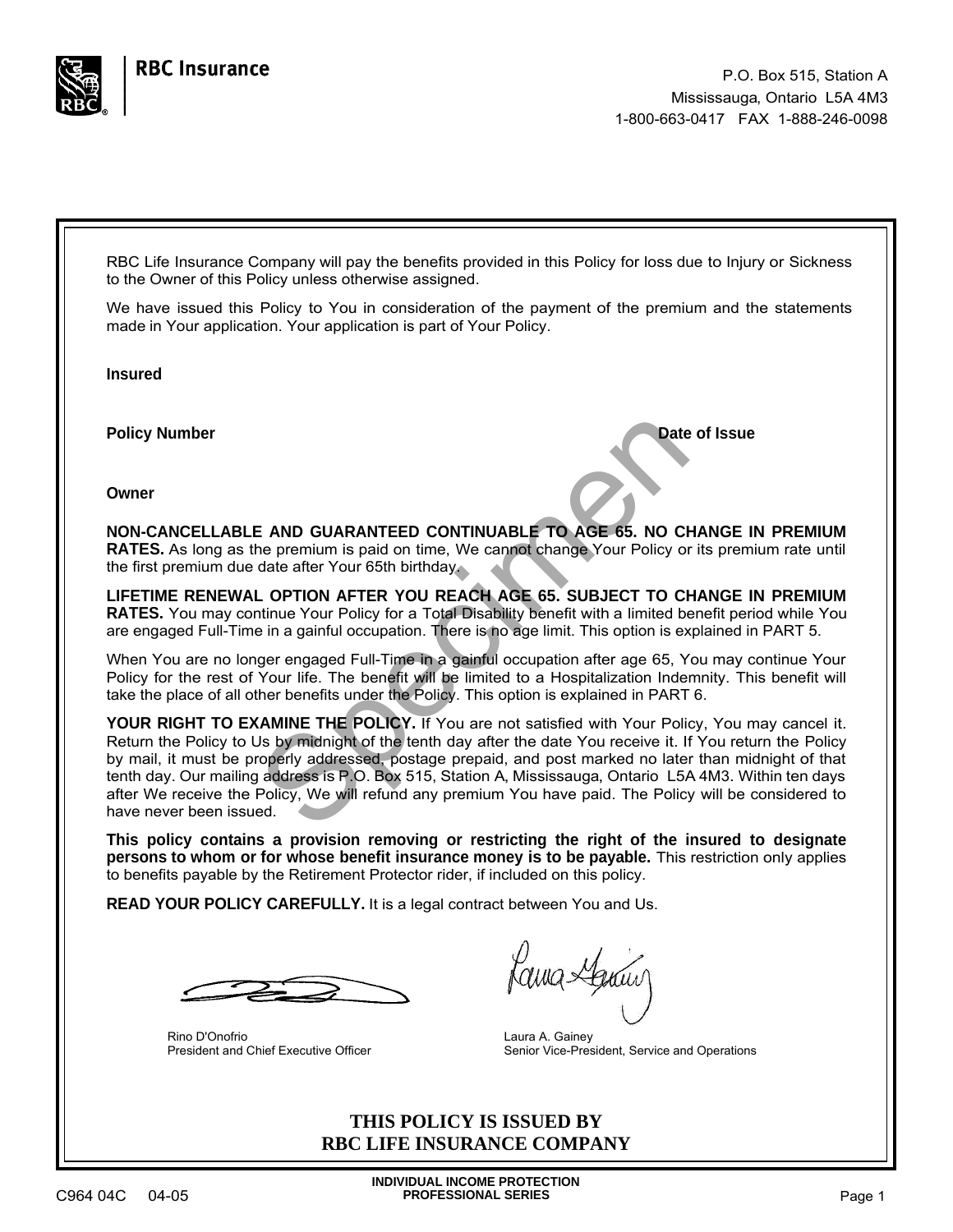RBC Insurance

P.O. Box 515, Station A
Mississauga, Ontario L5A 4M3
1-800-663-0417 FAX 1-888-246-0098

RBC Life Insurance Company will pay the benefits provided in this Policy for loss due to Injury or Sickness to the Owner of this Policy unless otherwise assigned.

We have issued this Policy to You in consideration of the payment of the premium and the statements made in Your application. Your application is part of Your Policy.

**Insured**

**Policy Number** **Date of Issue**

**Owner**

**NON-CANCELLABLE AND GUARANTEED CONTINUABLE TO AGE 65. NO CHANGE IN PREMIUM RATES.** As long as the premium is paid on time, We cannot change Your Policy or its premium rate until the first premium due date after Your 65th birthday.

**LIFETIME RENEWAL OPTION AFTER YOU REACH AGE 65. SUBJECT TO CHANGE IN PREMIUM RATES.** You may continue Your Policy for a Total Disability benefit with a limited benefit period while You are engaged Full-Time in a gainful occupation. There is no age limit. This option is explained in PART 5.

When You are no longer engaged Full-Time in a gainful occupation after age 65, You may continue Your Policy for the rest of Your life. The benefit will be limited to a Hospitalization Indemnity. This benefit will take the place of all other benefits under the Policy. This option is explained in PART 6.

**YOUR RIGHT TO EXAMINE THE POLICY.** If You are not satisfied with Your Policy, You may cancel it. Return the Policy to Us by midnight of the tenth day after the date You receive it. If You return the Policy by mail, it must be properly addressed, postage prepaid, and post marked no later than midnight of that tenth day. Our mailing address is P.O. Box 515, Station A, Mississauga, Ontario L5A 4M3. Within ten days after We receive the Policy, We will refund any premium You have paid. The Policy will be considered to have never been issued.

**This policy contains a provision removing or restricting the right of the insured to designate persons to whom or for whose benefit insurance money is to be payable.** This restriction only applies to benefits payable by the Retirement Protector rider, if included on this policy.

**READ YOUR POLICY CAREFULLY.** It is a legal contract between You and Us.

Rino D'Onofrio
President and Chief Executive Officer

Laura A. Gainey
Senior Vice-President, Service and Operations

**THIS POLICY IS ISSUED BY**
**RBC LIFE INSURANCE COMPANY**

C964 04C 04-05

INDIVIDUAL INCOME PROTECTION
PROFESSIONAL SERIES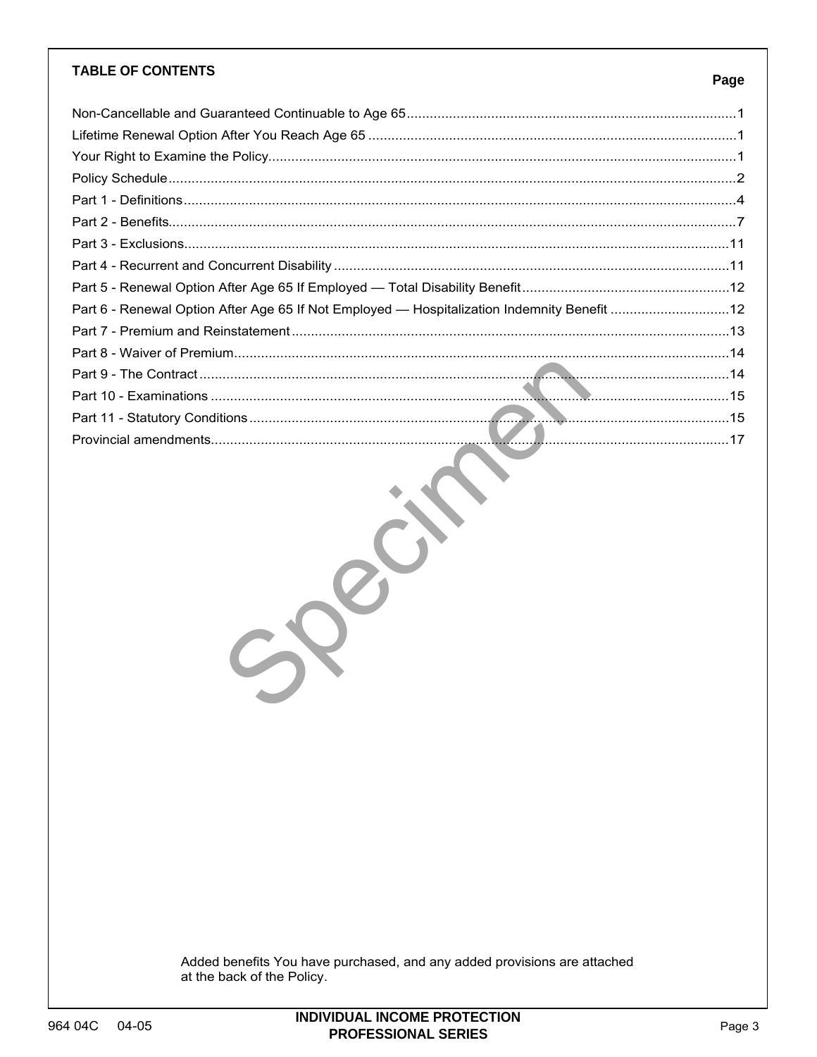## TABLE OF CONTENTS

| | Page |
|---|---|
| Non-Cancellable and Guaranteed Continuable to Age 65 | 1 |
| Lifetime Renewal Option After You Reach Age 65 | 1 |
| Your Right to Examine the Policy | 1 |
| Policy Schedule | 2 |
| Part 1 - Definitions | 4 |
| Part 2 - Benefits | 7 |
| Part 3 - Exclusions | 11 |
| Part 4 - Recurrent and Concurrent Disability | 11 |
| Part 5 - Renewal Option After Age 65 If Employed — Total Disability Benefit | 12 |
| Part 6 - Renewal Option After Age 65 If Not Employed — Hospitalization Indemnity Benefit | 12 |
| Part 7 - Premium and Reinstatement | 13 |
| Part 8 - Waiver of Premium | 14 |
| Part 9 - The Contract | 14 |
| Part 10 - Examinations | 15 |
| Part 11 - Statutory Conditions | 15 |
| Provincial amendments | 17 |

Specimen

Added benefits You have purchased, and any added provisions are attached at the back of the Policy.

964 04C 04-05

INDIVIDUAL INCOME PROTECTION PROFESSIONAL SERIES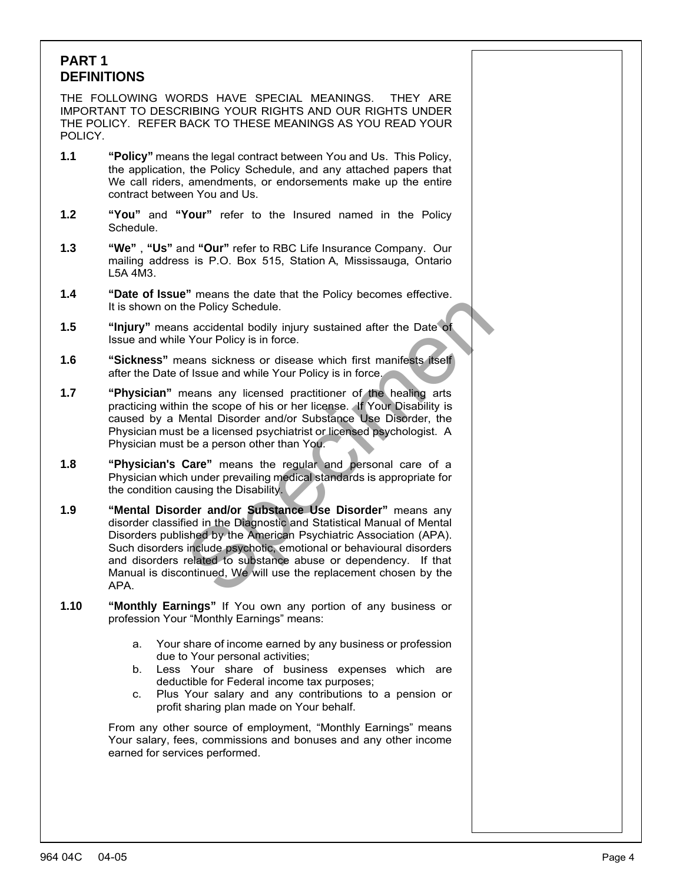# PART 1
# DEFINITIONS

THE FOLLOWING WORDS HAVE SPECIAL MEANINGS. THEY ARE IMPORTANT TO DESCRIBING YOUR RIGHTS AND OUR RIGHTS UNDER THE POLICY. REFER BACK TO THESE MEANINGS AS YOU READ YOUR POLICY.

**1.1** **"Policy"** means the legal contract between You and Us. This Policy, the application, the Policy Schedule, and any attached papers that We call riders, amendments, or endorsements make up the entire contract between You and Us.

**1.2** **"You"** and **"Your"** refer to the Insured named in the Policy Schedule.

**1.3** **"We"** , **"Us"** and **"Our"** refer to RBC Life Insurance Company. Our mailing address is P.O. Box 515, Station A, Mississauga, Ontario L5A 4M3.

**1.4** **"Date of Issue"** means the date that the Policy becomes effective. It is shown on the Policy Schedule.

**1.5** **"Injury"** means accidental bodily injury sustained after the Date of Issue and while Your Policy is in force.

**1.6** **"Sickness"** means sickness or disease which first manifests itself after the Date of Issue and while Your Policy is in force.

**1.7** **"Physician"** means any licensed practitioner of the healing arts practicing within the scope of his or her license. If Your Disability is caused by a Mental Disorder and/or Substance Use Disorder, the Physician must be a licensed psychiatrist or licensed psychologist. A Physician must be a person other than You.

**1.8** **"Physician's Care"** means the regular and personal care of a Physician which under prevailing medical standards is appropriate for the condition causing the Disability.

**1.9** **"Mental Disorder and/or Substance Use Disorder"** means any disorder classified in the Diagnostic and Statistical Manual of Mental Disorders published by the American Psychiatric Association (APA). Such disorders include psychotic, emotional or behavioural disorders and disorders related to substance abuse or dependency. If that Manual is discontinued, We will use the replacement chosen by the APA.

**1.10** **"Monthly Earnings"** If You own any portion of any business or profession Your "Monthly Earnings" means:

a. Your share of income earned by any business or profession due to Your personal activities;
b. Less Your share of business expenses which are deductible for Federal income tax purposes;
c. Plus Your salary and any contributions to a pension or profit sharing plan made on Your behalf.

From any other source of employment, "Monthly Earnings" means Your salary, fees, commissions and bonuses and any other income earned for services performed.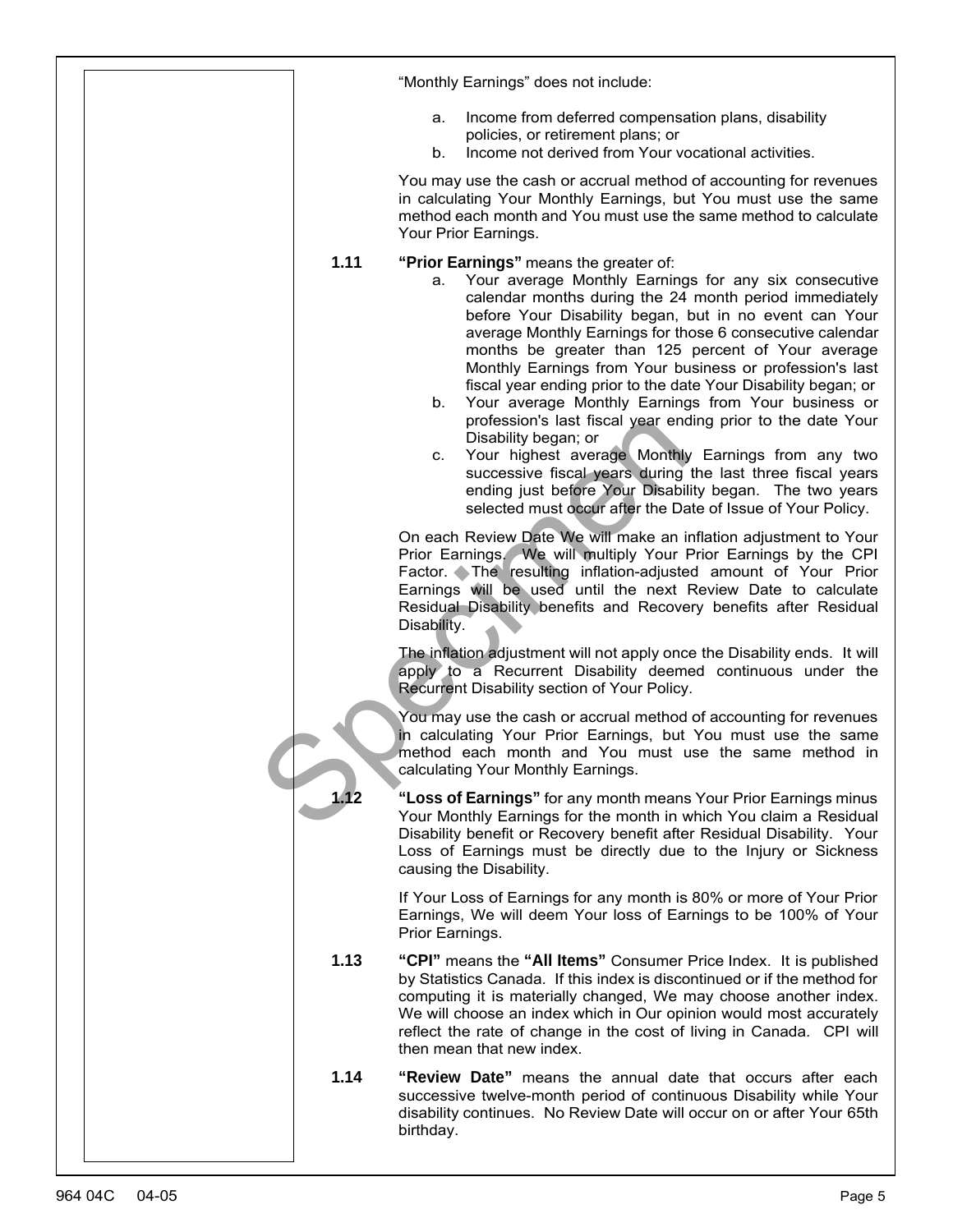"Monthly Earnings" does not include:

a. Income from deferred compensation plans, disability policies, or retirement plans; or
b. Income not derived from Your vocational activities.

You may use the cash or accrual method of accounting for revenues in calculating Your Monthly Earnings, but You must use the same method each month and You must use the same method to calculate Your Prior Earnings.

**1.11 "Prior Earnings"** means the greater of:

a. Your average Monthly Earnings for any six consecutive calendar months during the 24 month period immediately before Your Disability began, but in no event can Your average Monthly Earnings for those 6 consecutive calendar months be greater than 125 percent of Your average Monthly Earnings from Your business or profession's last fiscal year ending prior to the date Your Disability began; or
b. Your average Monthly Earnings from Your business or profession's last fiscal year ending prior to the date Your Disability began; or
c. Your highest average Monthly Earnings from any two successive fiscal years during the last three fiscal years ending just before Your Disability began. The two years selected must occur after the Date of Issue of Your Policy.

On each Review Date We will make an inflation adjustment to Your Prior Earnings. We will multiply Your Prior Earnings by the CPI Factor. The resulting inflation-adjusted amount of Your Prior Earnings will be used until the next Review Date to calculate Residual Disability benefits and Recovery benefits after Residual Disability.

The inflation adjustment will not apply once the Disability ends. It will apply to a Recurrent Disability deemed continuous under the Recurrent Disability section of Your Policy.

You may use the cash or accrual method of accounting for revenues in calculating Your Prior Earnings, but You must use the same method each month and You must use the same method in calculating Your Monthly Earnings.

**1.12 "Loss of Earnings"** for any month means Your Prior Earnings minus Your Monthly Earnings for the month in which You claim a Residual Disability benefit or Recovery benefit after Residual Disability. Your Loss of Earnings must be directly due to the Injury or Sickness causing the Disability.

If Your Loss of Earnings for any month is 80% or more of Your Prior Earnings, We will deem Your loss of Earnings to be 100% of Your Prior Earnings.

**1.13 "CPI"** means the **"All Items"** Consumer Price Index. It is published by Statistics Canada. If this index is discontinued or if the method for computing it is materially changed, We may choose another index. We will choose an index which in Our opinion would most accurately reflect the rate of change in the cost of living in Canada. CPI will then mean that new index.

**1.14 "Review Date"** means the annual date that occurs after each successive twelve-month period of continuous Disability while Your disability continues. No Review Date will occur on or after Your 65th birthday.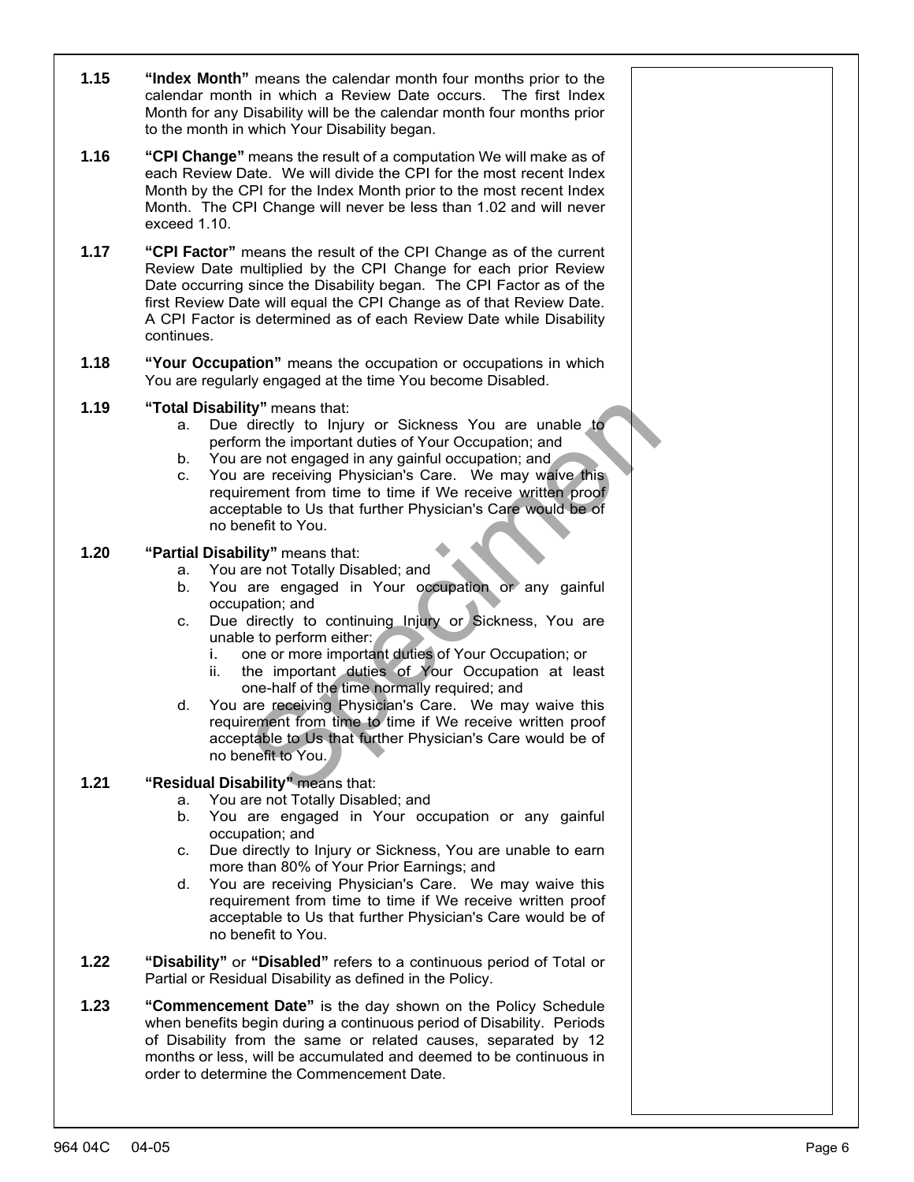**1.15** **"Index Month"** means the calendar month four months prior to the calendar month in which a Review Date occurs. The first Index Month for any Disability will be the calendar month four months prior to the month in which Your Disability began.

**1.16** **"CPI Change"** means the result of a computation We will make as of each Review Date. We will divide the CPI for the most recent Index Month by the CPI for the Index Month prior to the most recent Index Month. The CPI Change will never be less than 1.02 and will never exceed 1.10.

**1.17** **"CPI Factor"** means the result of the CPI Change as of the current Review Date multiplied by the CPI Change for each prior Review Date occurring since the Disability began. The CPI Factor as of the first Review Date will equal the CPI Change as of that Review Date. A CPI Factor is determined as of each Review Date while Disability continues.

**1.18** **"Your Occupation"** means the occupation or occupations in which You are regularly engaged at the time You become Disabled.

**1.19** **"Total Disability"** means that:

a. Due directly to Injury or Sickness You are unable to perform the important duties of Your Occupation; and
b. You are not engaged in any gainful occupation; and
c. You are receiving Physician's Care. We may waive this requirement from time to time if We receive written proof acceptable to Us that further Physician's Care would be of no benefit to You.

**1.20** **"Partial Disability"** means that:

a. You are not Totally Disabled; and
b. You are engaged in Your occupation or any gainful occupation; and
c. Due directly to continuing Injury or Sickness, You are unable to perform either:
   i. one or more important duties of Your Occupation; or
   ii. the important duties of Your Occupation at least one-half of the time normally required; and
d. You are receiving Physician's Care. We may waive this requirement from time to time if We receive written proof acceptable to Us that further Physician's Care would be of no benefit to You.

**1.21** **"Residual Disability"** means that:

a. You are not Totally Disabled; and
b. You are engaged in Your occupation or any gainful occupation; and
c. Due directly to Injury or Sickness, You are unable to earn more than 80% of Your Prior Earnings; and
d. You are receiving Physician's Care. We may waive this requirement from time to time if We receive written proof acceptable to Us that further Physician's Care would be of no benefit to You.

**1.22** **"Disability"** or **"Disabled"** refers to a continuous period of Total or Partial or Residual Disability as defined in the Policy.

**1.23** **"Commencement Date"** is the day shown on the Policy Schedule when benefits begin during a continuous period of Disability. Periods of Disability from the same or related causes, separated by 12 months or less, will be accumulated and deemed to be continuous in order to determine the Commencement Date.

964 04C 04-05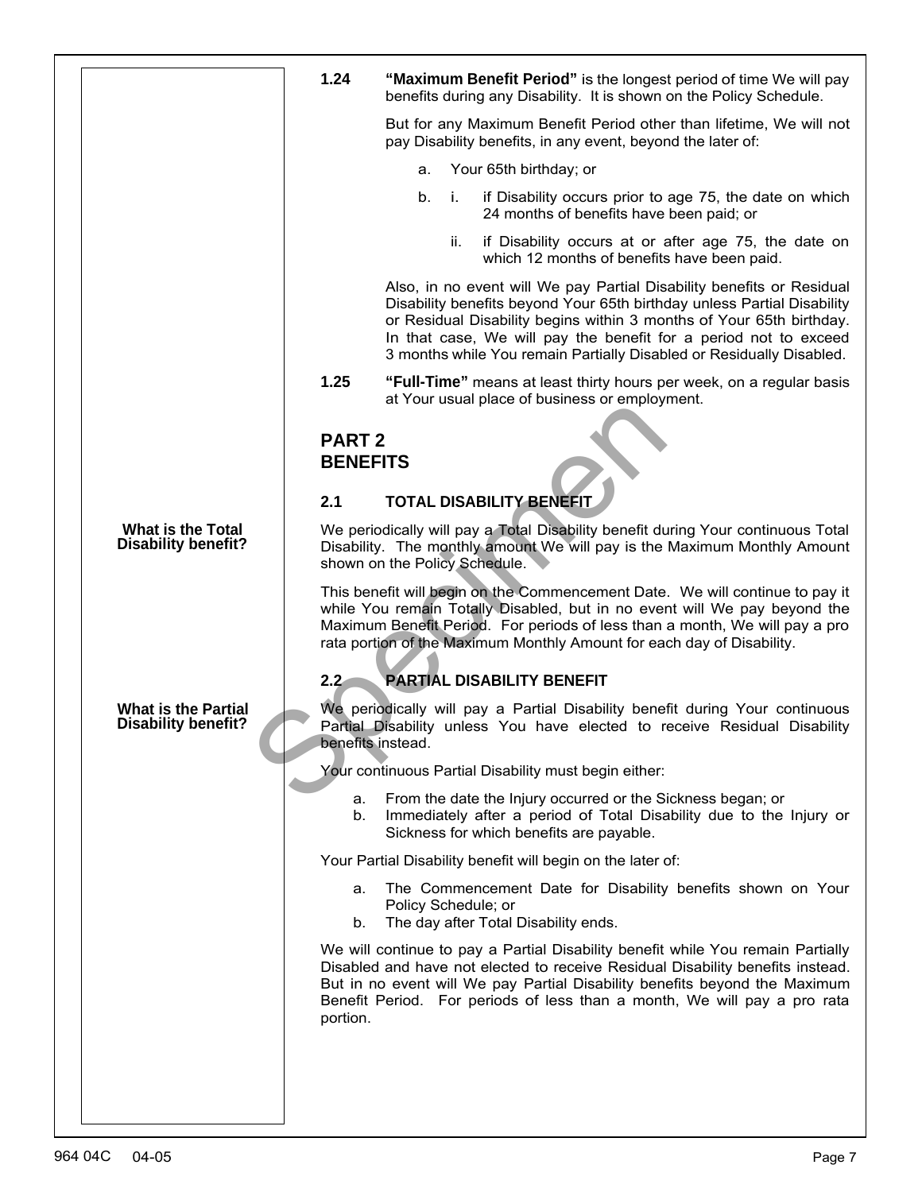**1.24 "Maximum Benefit Period"** is the longest period of time We will pay benefits during any Disability. It is shown on the Policy Schedule.

But for any Maximum Benefit Period other than lifetime, We will not pay Disability benefits, in any event, beyond the later of:

a. Your 65th birthday; or

b. i. if Disability occurs prior to age 75, the date on which 24 months of benefits have been paid; or

ii. if Disability occurs at or after age 75, the date on which 12 months of benefits have been paid.

Also, in no event will We pay Partial Disability benefits or Residual Disability benefits beyond Your 65th birthday unless Partial Disability or Residual Disability begins within 3 months of Your 65th birthday. In that case, We will pay the benefit for a period not to exceed 3 months while You remain Partially Disabled or Residually Disabled.

**1.25 "Full-Time"** means at least thirty hours per week, on a regular basis at Your usual place of business or employment.

# PART 2
# BENEFITS

## 2.1 TOTAL DISABILITY BENEFIT

**What is the Total Disability benefit?**

We periodically will pay a Total Disability benefit during Your continuous Total Disability. The monthly amount We will pay is the Maximum Monthly Amount shown on the Policy Schedule.

This benefit will begin on the Commencement Date. We will continue to pay it while You remain Totally Disabled, but in no event will We pay beyond the Maximum Benefit Period. For periods of less than a month, We will pay a pro rata portion of the Maximum Monthly Amount for each day of Disability.

## 2.2 PARTIAL DISABILITY BENEFIT

**What is the Partial Disability benefit?**

We periodically will pay a Partial Disability benefit during Your continuous Partial Disability unless You have elected to receive Residual Disability benefits instead.

Your continuous Partial Disability must begin either:

a. From the date the Injury occurred or the Sickness began; or
b. Immediately after a period of Total Disability due to the Injury or Sickness for which benefits are payable.

Your Partial Disability benefit will begin on the later of:

a. The Commencement Date for Disability benefits shown on Your Policy Schedule; or
b. The day after Total Disability ends.

We will continue to pay a Partial Disability benefit while You remain Partially Disabled and have not elected to receive Residual Disability benefits instead. But in no event will We pay Partial Disability benefits beyond the Maximum Benefit Period. For periods of less than a month, We will pay a pro rata portion.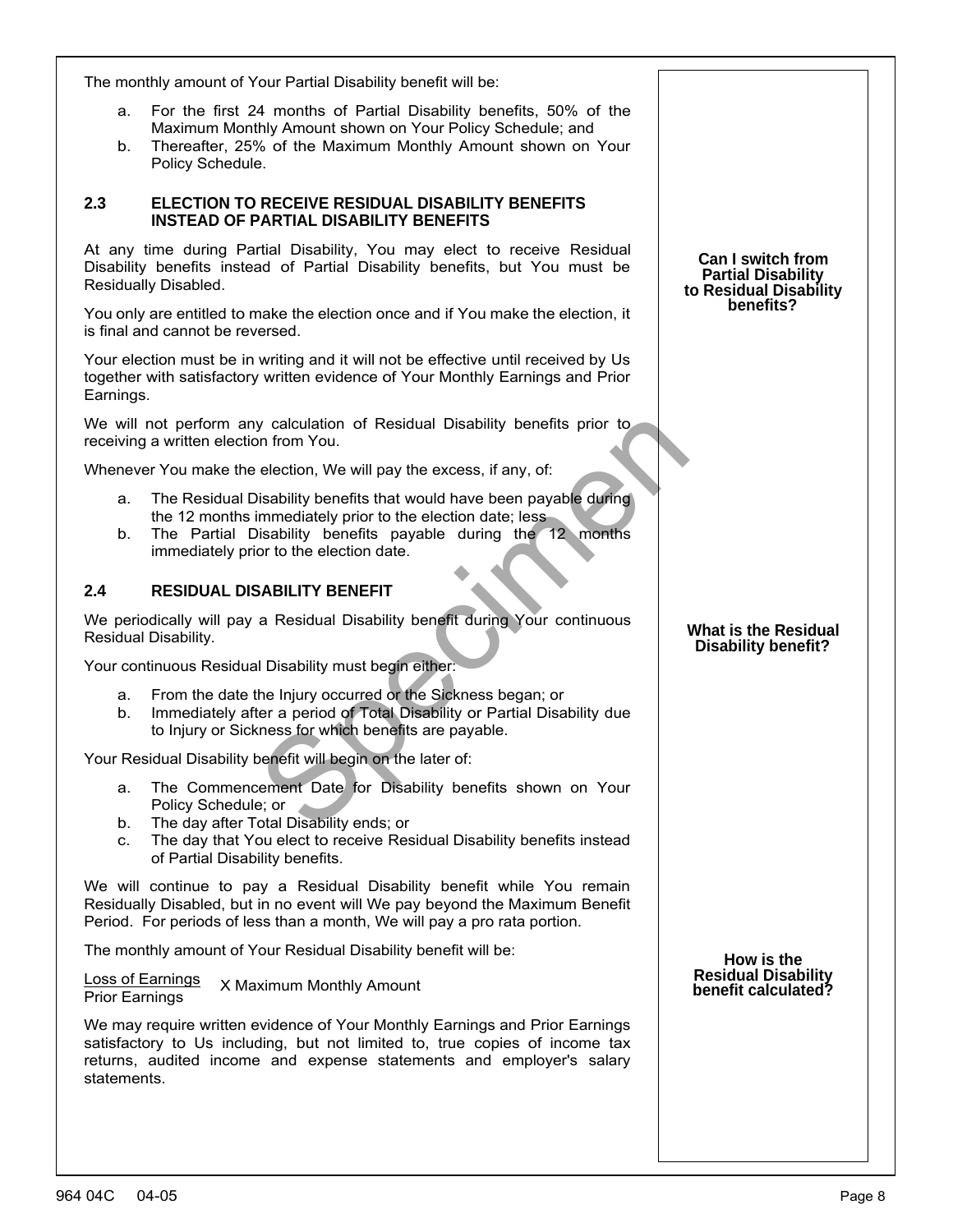The monthly amount of Your Partial Disability benefit will be:

a. For the first 24 months of Partial Disability benefits, 50% of the Maximum Monthly Amount shown on Your Policy Schedule; and
b. Thereafter, 25% of the Maximum Monthly Amount shown on Your Policy Schedule.

### 2.3 ELECTION TO RECEIVE RESIDUAL DISABILITY BENEFITS INSTEAD OF PARTIAL DISABILITY BENEFITS

**Can I switch from Partial Disability to Residual Disability benefits?**

At any time during Partial Disability, You may elect to receive Residual Disability benefits instead of Partial Disability benefits, but You must be Residually Disabled.

You only are entitled to make the election once and if You make the election, it is final and cannot be reversed.

Your election must be in writing and it will not be effective until received by Us together with satisfactory written evidence of Your Monthly Earnings and Prior Earnings.

We will not perform any calculation of Residual Disability benefits prior to receiving a written election from You.

Whenever You make the election, We will pay the excess, if any, of:

a. The Residual Disability benefits that would have been payable during the 12 months immediately prior to the election date; less
b. The Partial Disability benefits payable during the 12 months immediately prior to the election date.

### 2.4 RESIDUAL DISABILITY BENEFIT

**What is the Residual Disability benefit?**

We periodically will pay a Residual Disability benefit during Your continuous Residual Disability.

Your continuous Residual Disability must begin either:

a. From the date the Injury occurred or the Sickness began; or
b. Immediately after a period of Total Disability or Partial Disability due to Injury or Sickness for which benefits are payable.

Your Residual Disability benefit will begin on the later of:

a. The Commencement Date for Disability benefits shown on Your Policy Schedule; or
b. The day after Total Disability ends; or
c. The day that You elect to receive Residual Disability benefits instead of Partial Disability benefits.

We will continue to pay a Residual Disability benefit while You remain Residually Disabled, but in no event will We pay beyond the Maximum Benefit Period. For periods of less than a month, We will pay a pro rata portion.

**How is the Residual Disability benefit calculated?**

The monthly amount of Your Residual Disability benefit will be:

$$\frac{\text{Loss of Earnings}}{\text{Prior Earnings}} \times \text{Maximum Monthly Amount}$$

We may require written evidence of Your Monthly Earnings and Prior Earnings satisfactory to Us including, but not limited to, true copies of income tax returns, audited income and expense statements and employer's salary statements.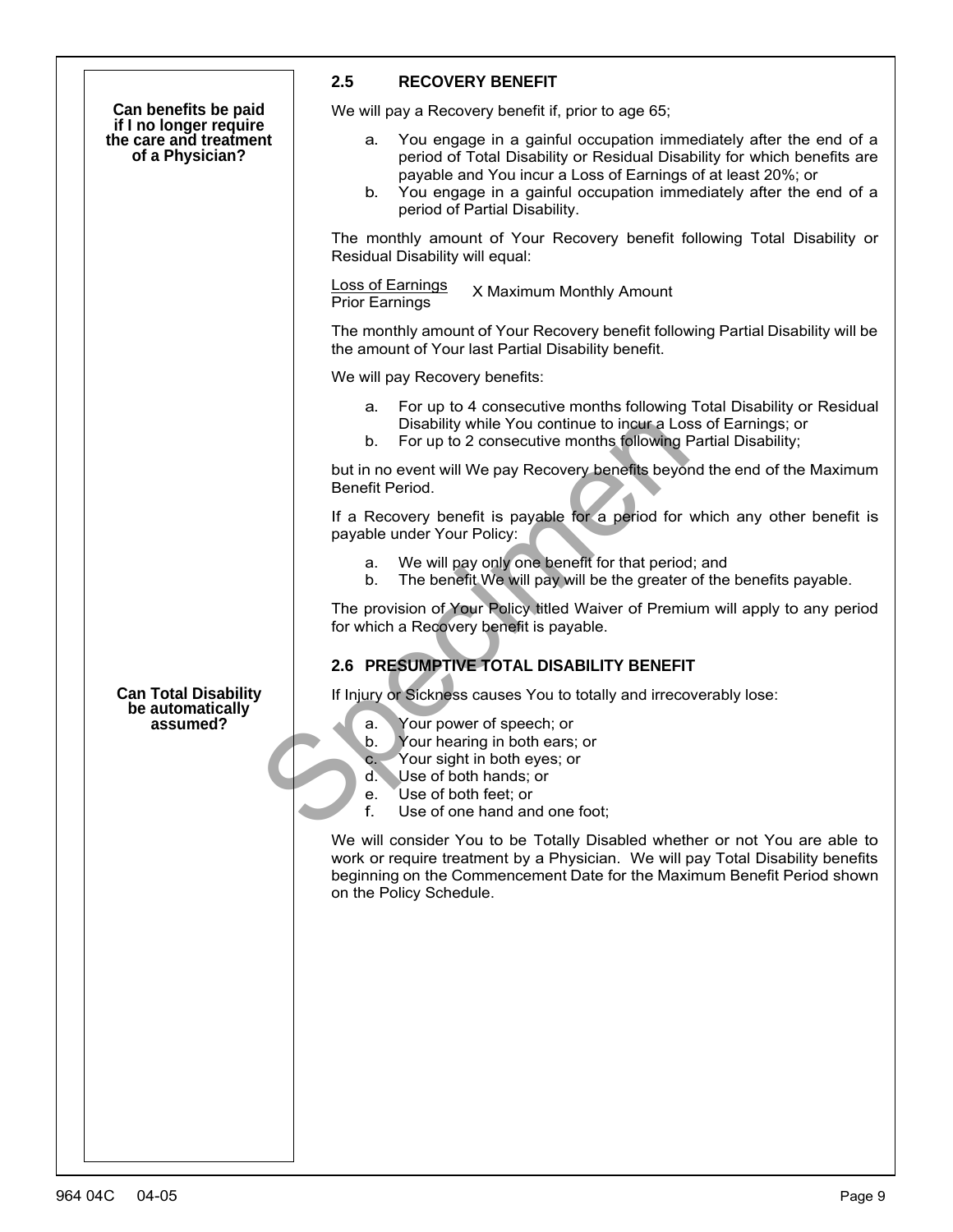## 2.5 RECOVERY BENEFIT

**Can benefits be paid if I no longer require the care and treatment of a Physician?**

We will pay a Recovery benefit if, prior to age 65;

a. You engage in a gainful occupation immediately after the end of a period of Total Disability or Residual Disability for which benefits are payable and You incur a Loss of Earnings of at least 20%; or
b. You engage in a gainful occupation immediately after the end of a period of Partial Disability.

The monthly amount of Your Recovery benefit following Total Disability or Residual Disability will equal:

$$\frac{\text{Loss of Earnings}}{\text{Prior Earnings}} \text{ X Maximum Monthly Amount}$$

The monthly amount of Your Recovery benefit following Partial Disability will be the amount of Your last Partial Disability benefit.

We will pay Recovery benefits:

a. For up to 4 consecutive months following Total Disability or Residual Disability while You continue to incur a Loss of Earnings; or
b. For up to 2 consecutive months following Partial Disability;

but in no event will We pay Recovery benefits beyond the end of the Maximum Benefit Period.

If a Recovery benefit is payable for a period for which any other benefit is payable under Your Policy:

a. We will pay only one benefit for that period; and
b. The benefit We will pay will be the greater of the benefits payable.

The provision of Your Policy titled Waiver of Premium will apply to any period for which a Recovery benefit is payable.

## 2.6 PRESUMPTIVE TOTAL DISABILITY BENEFIT

**Can Total Disability be automatically assumed?**

If Injury or Sickness causes You to totally and irrecoverably lose:

a. Your power of speech; or
b. Your hearing in both ears; or
c. Your sight in both eyes; or
d. Use of both hands; or
e. Use of both feet; or
f. Use of one hand and one foot;

We will consider You to be Totally Disabled whether or not You are able to work or require treatment by a Physician. We will pay Total Disability benefits beginning on the Commencement Date for the Maximum Benefit Period shown on the Policy Schedule.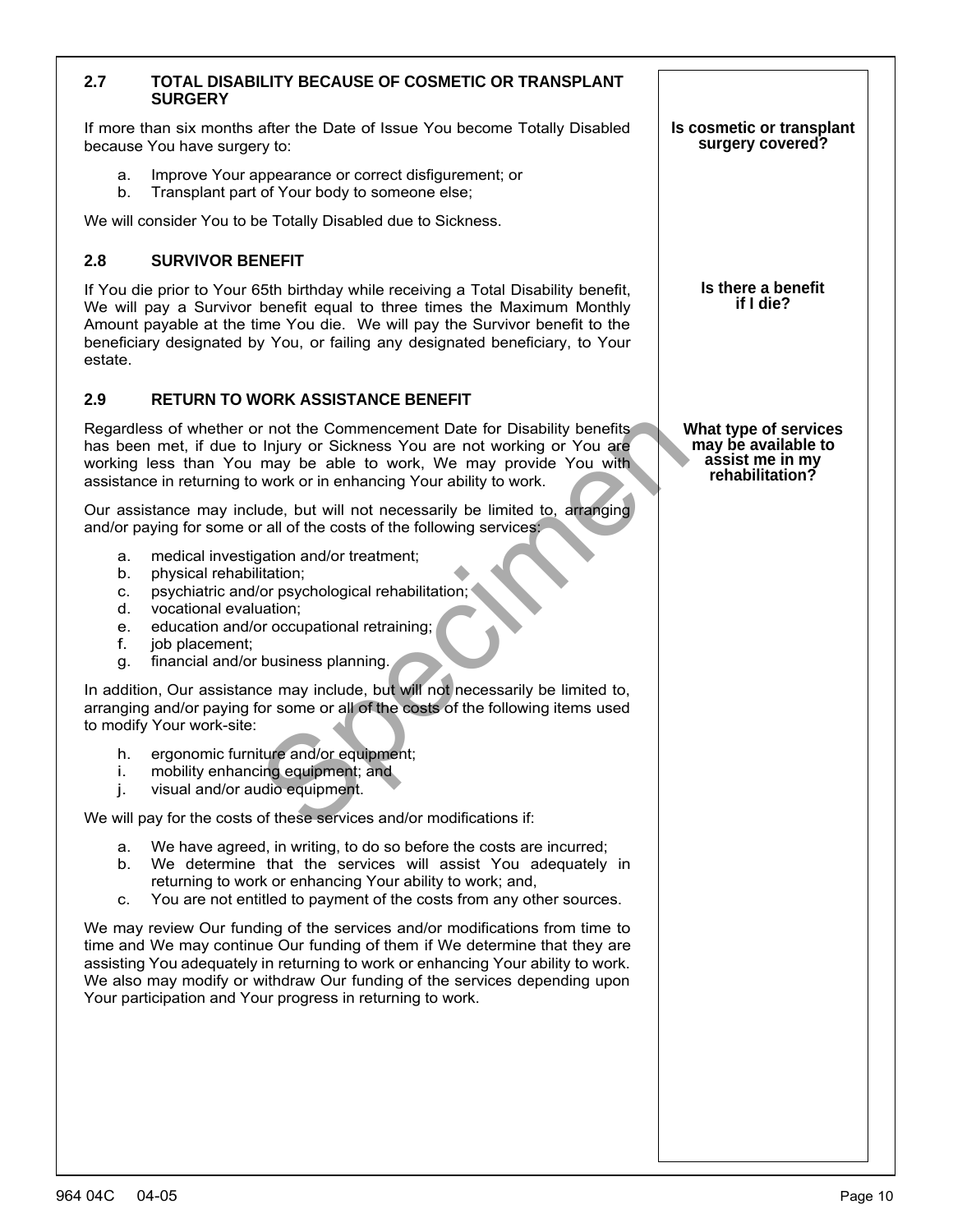## 2.7 TOTAL DISABILITY BECAUSE OF COSMETIC OR TRANSPLANT SURGERY

**Is cosmetic or transplant surgery covered?**

If more than six months after the Date of Issue You become Totally Disabled because You have surgery to:

a. Improve Your appearance or correct disfigurement; or
b. Transplant part of Your body to someone else;

We will consider You to be Totally Disabled due to Sickness.

## 2.8 SURVIVOR BENEFIT

**Is there a benefit if I die?**

If You die prior to Your 65th birthday while receiving a Total Disability benefit, We will pay a Survivor benefit equal to three times the Maximum Monthly Amount payable at the time You die. We will pay the Survivor benefit to the beneficiary designated by You, or failing any designated beneficiary, to Your estate.

## 2.9 RETURN TO WORK ASSISTANCE BENEFIT

**What type of services may be available to assist me in my rehabilitation?**

Regardless of whether or not the Commencement Date for Disability benefits has been met, if due to Injury or Sickness You are not working or You are working less than You may be able to work, We may provide You with assistance in returning to work or in enhancing Your ability to work.

Our assistance may include, but will not necessarily be limited to, arranging and/or paying for some or all of the costs of the following services:

a. medical investigation and/or treatment;
b. physical rehabilitation;
c. psychiatric and/or psychological rehabilitation;
d. vocational evaluation;
e. education and/or occupational retraining;
f. job placement;
g. financial and/or business planning.

In addition, Our assistance may include, but will not necessarily be limited to, arranging and/or paying for some or all of the costs of the following items used to modify Your work-site:

h. ergonomic furniture and/or equipment;
i. mobility enhancing equipment; and
j. visual and/or audio equipment.

We will pay for the costs of these services and/or modifications if:

a. We have agreed, in writing, to do so before the costs are incurred;
b. We determine that the services will assist You adequately in returning to work or enhancing Your ability to work; and,
c. You are not entitled to payment of the costs from any other sources.

We may review Our funding of the services and/or modifications from time to time and We may continue Our funding of them if We determine that they are assisting You adequately in returning to work or enhancing Your ability to work. We also may modify or withdraw Our funding of the services depending upon Your participation and Your progress in returning to work.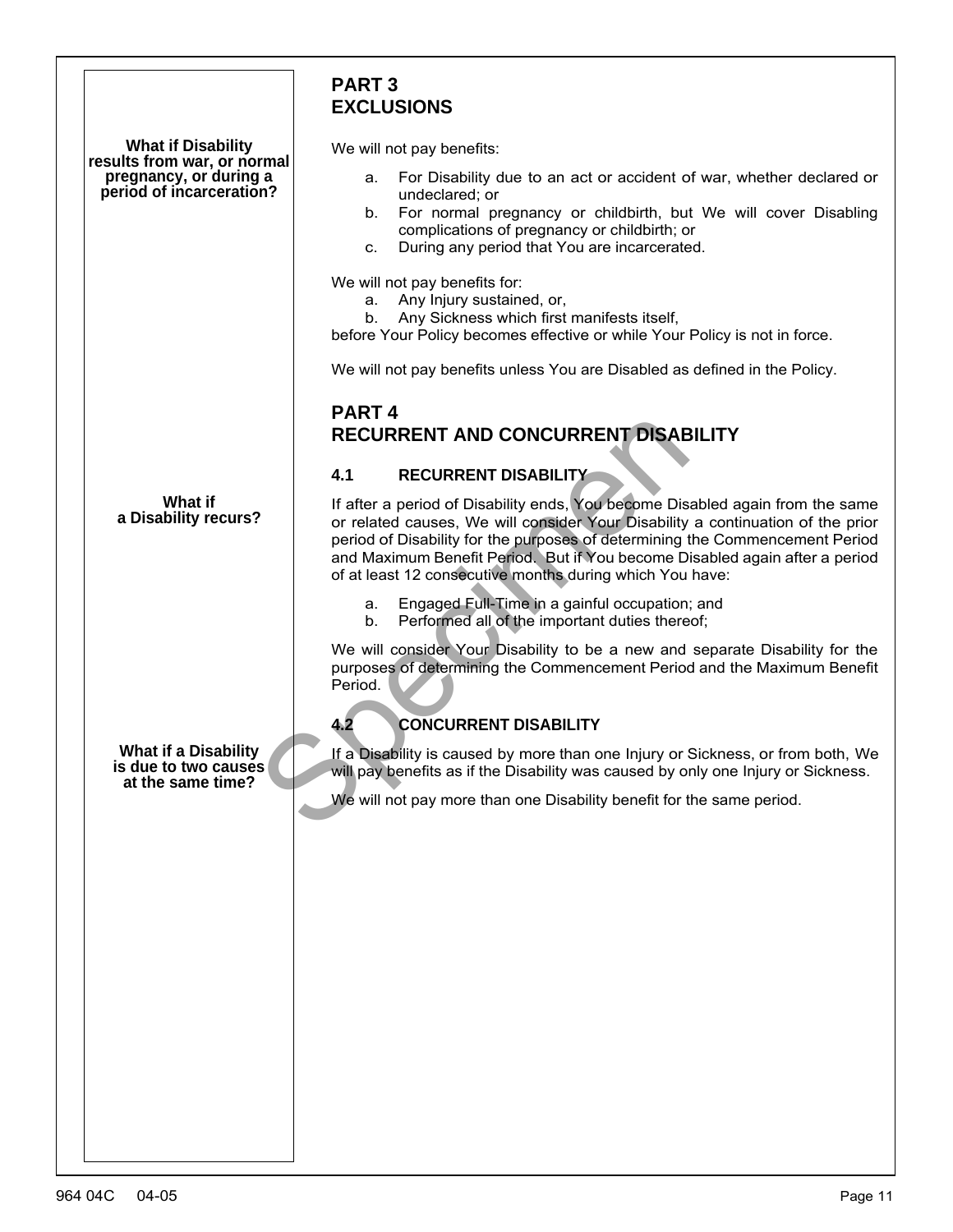## PART 3
## EXCLUSIONS

**What if Disability results from war, or normal pregnancy, or during a period of incarceration?**

We will not pay benefits:

a. For Disability due to an act or accident of war, whether declared or undeclared; or
b. For normal pregnancy or childbirth, but We will cover Disabling complications of pregnancy or childbirth; or
c. During any period that You are incarcerated.

We will not pay benefits for:

a. Any Injury sustained, or,
b. Any Sickness which first manifests itself,

before Your Policy becomes effective or while Your Policy is not in force.

We will not pay benefits unless You are Disabled as defined in the Policy.

## PART 4
## RECURRENT AND CONCURRENT DISABILITY

### 4.1 RECURRENT DISABILITY

**What if a Disability recurs?**

If after a period of Disability ends, You become Disabled again from the same or related causes, We will consider Your Disability a continuation of the prior period of Disability for the purposes of determining the Commencement Period and Maximum Benefit Period. But if You become Disabled again after a period of at least 12 consecutive months during which You have:

a. Engaged Full-Time in a gainful occupation; and
b. Performed all of the important duties thereof;

We will consider Your Disability to be a new and separate Disability for the purposes of determining the Commencement Period and the Maximum Benefit Period.

### 4.2 CONCURRENT DISABILITY

**What if a Disability is due to two causes at the same time?**

If a Disability is caused by more than one Injury or Sickness, or from both, We will pay benefits as if the Disability was caused by only one Injury or Sickness.

We will not pay more than one Disability benefit for the same period.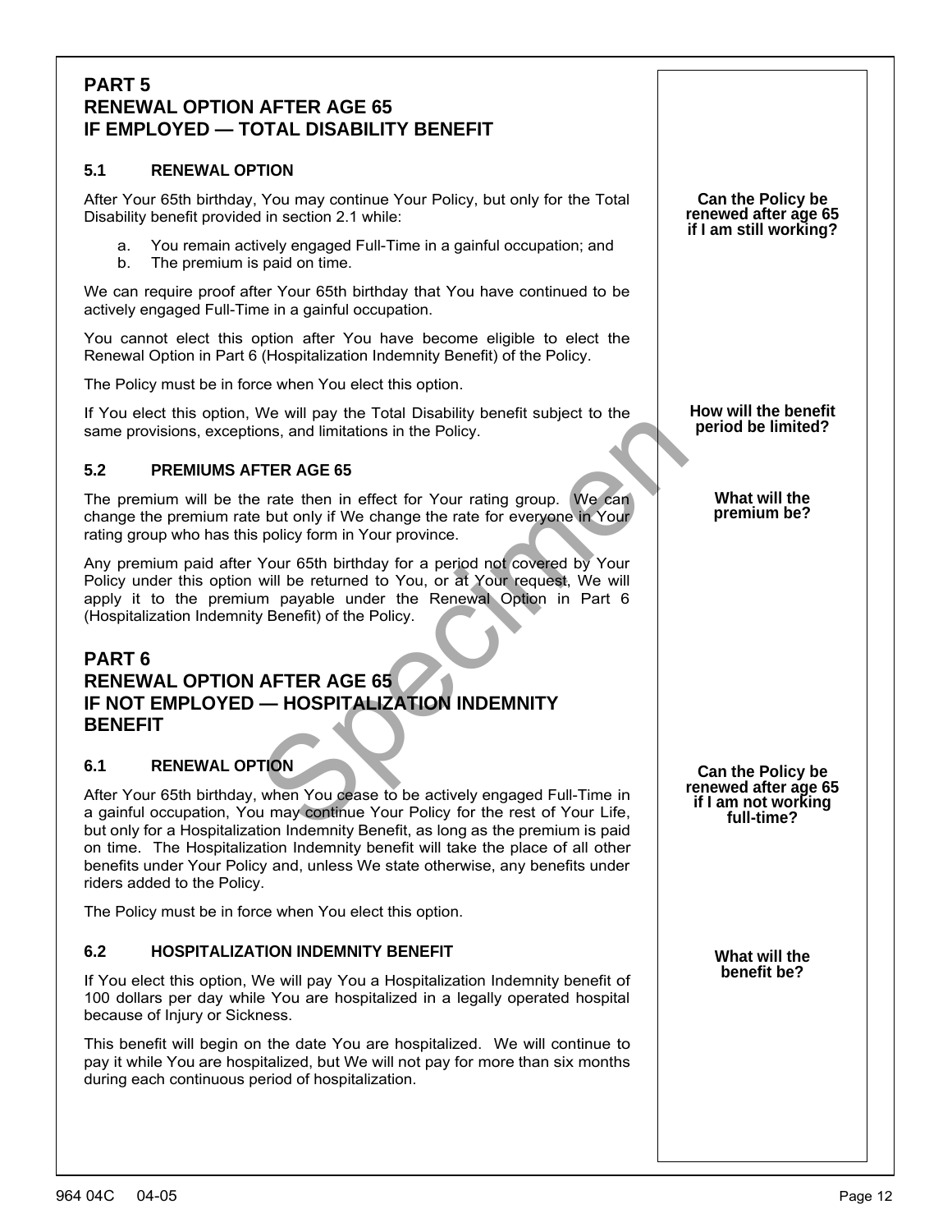## PART 5
## RENEWAL OPTION AFTER AGE 65
## IF EMPLOYED — TOTAL DISABILITY BENEFIT

### 5.1 RENEWAL OPTION

**Can the Policy be renewed after age 65 if I am still working?**

After Your 65th birthday, You may continue Your Policy, but only for the Total Disability benefit provided in section 2.1 while:

a. You remain actively engaged Full-Time in a gainful occupation; and
b. The premium is paid on time.

We can require proof after Your 65th birthday that You have continued to be actively engaged Full-Time in a gainful occupation.

You cannot elect this option after You have become eligible to elect the Renewal Option in Part 6 (Hospitalization Indemnity Benefit) of the Policy.

The Policy must be in force when You elect this option.

**How will the benefit period be limited?**

If You elect this option, We will pay the Total Disability benefit subject to the same provisions, exceptions, and limitations in the Policy.

### 5.2 PREMIUMS AFTER AGE 65

**What will the premium be?**

The premium will be the rate then in effect for Your rating group. We can change the premium rate but only if We change the rate for everyone in Your rating group who has this policy form in Your province.

Any premium paid after Your 65th birthday for a period not covered by Your Policy under this option will be returned to You, or at Your request, We will apply it to the premium payable under the Renewal Option in Part 6 (Hospitalization Indemnity Benefit) of the Policy.

## PART 6
## RENEWAL OPTION AFTER AGE 65
## IF NOT EMPLOYED — HOSPITALIZATION INDEMNITY BENEFIT

### 6.1 RENEWAL OPTION

**Can the Policy be renewed after age 65 if I am not working full-time?**

After Your 65th birthday, when You cease to be actively engaged Full-Time in a gainful occupation, You may continue Your Policy for the rest of Your Life, but only for a Hospitalization Indemnity Benefit, as long as the premium is paid on time. The Hospitalization Indemnity benefit will take the place of all other benefits under Your Policy and, unless We state otherwise, any benefits under riders added to the Policy.

The Policy must be in force when You elect this option.

### 6.2 HOSPITALIZATION INDEMNITY BENEFIT

**What will the benefit be?**

If You elect this option, We will pay You a Hospitalization Indemnity benefit of 100 dollars per day while You are hospitalized in a legally operated hospital because of Injury or Sickness.

This benefit will begin on the date You are hospitalized. We will continue to pay it while You are hospitalized, but We will not pay for more than six months during each continuous period of hospitalization.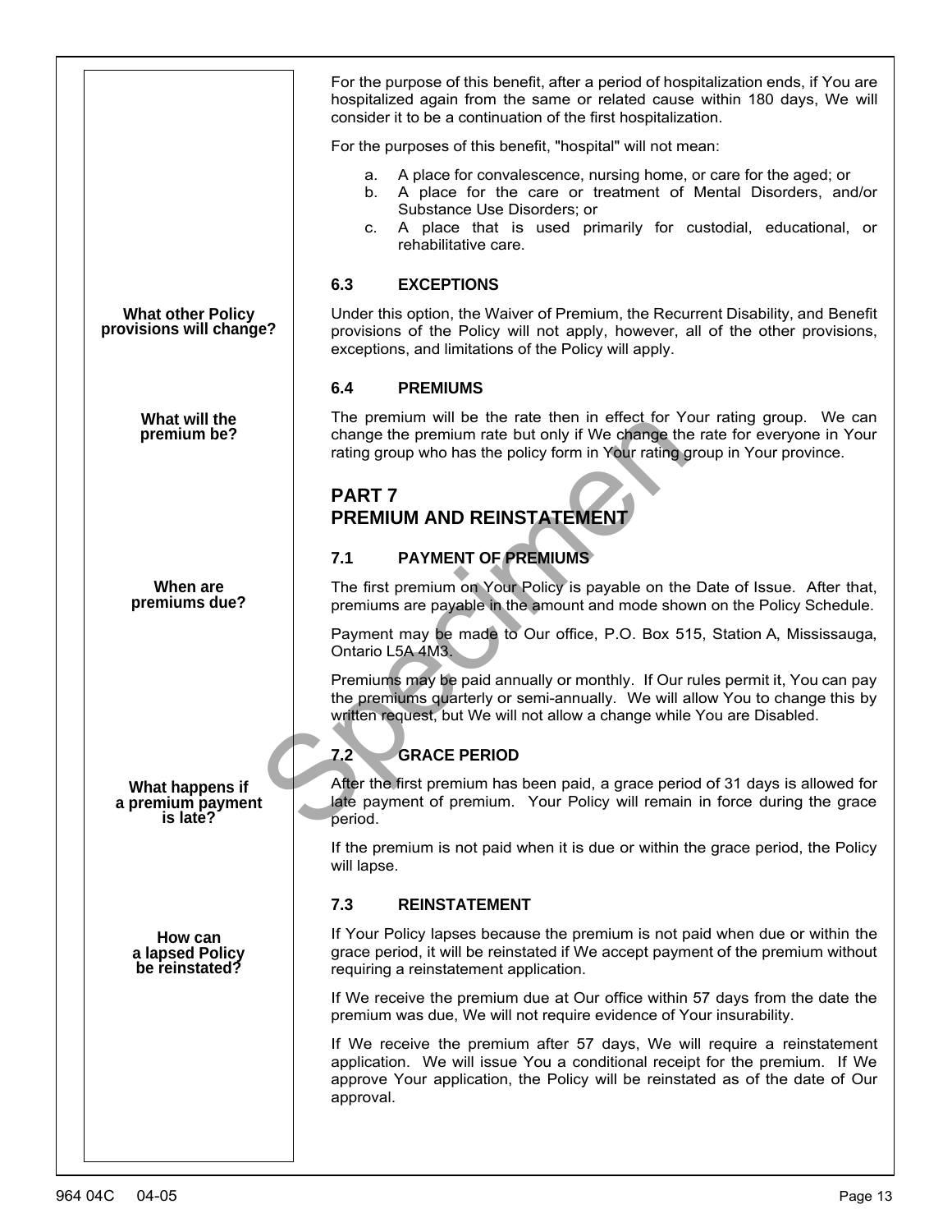For the purpose of this benefit, after a period of hospitalization ends, if You are hospitalized again from the same or related cause within 180 days, We will consider it to be a continuation of the first hospitalization.

For the purposes of this benefit, "hospital" will not mean:

a. A place for convalescence, nursing home, or care for the aged; or
b. A place for the care or treatment of Mental Disorders, and/or Substance Use Disorders; or
c. A place that is used primarily for custodial, educational, or rehabilitative care.

### 6.3 EXCEPTIONS

**What other Policy provisions will change?**

Under this option, the Waiver of Premium, the Recurrent Disability, and Benefit provisions of the Policy will not apply, however, all of the other provisions, exceptions, and limitations of the Policy will apply.

### 6.4 PREMIUMS

**What will the premium be?**

The premium will be the rate then in effect for Your rating group. We can change the premium rate but only if We change the rate for everyone in Your rating group who has the policy form in Your rating group in Your province.

## PART 7
## PREMIUM AND REINSTATEMENT

### 7.1 PAYMENT OF PREMIUMS

**When are premiums due?**

The first premium on Your Policy is payable on the Date of Issue. After that, premiums are payable in the amount and mode shown on the Policy Schedule.

Payment may be made to Our office, P.O. Box 515, Station A, Mississauga, Ontario L5A 4M3.

Premiums may be paid annually or monthly. If Our rules permit it, You can pay the premiums quarterly or semi-annually. We will allow You to change this by written request, but We will not allow a change while You are Disabled.

### 7.2 GRACE PERIOD

**What happens if a premium payment is late?**

After the first premium has been paid, a grace period of 31 days is allowed for late payment of premium. Your Policy will remain in force during the grace period.

If the premium is not paid when it is due or within the grace period, the Policy will lapse.

### 7.3 REINSTATEMENT

**How can a lapsed Policy be reinstated?**

If Your Policy lapses because the premium is not paid when due or within the grace period, it will be reinstated if We accept payment of the premium without requiring a reinstatement application.

If We receive the premium due at Our office within 57 days from the date the premium was due, We will not require evidence of Your insurability.

If We receive the premium after 57 days, We will require a reinstatement application. We will issue You a conditional receipt for the premium. If We approve Your application, the Policy will be reinstated as of the date of Our approval.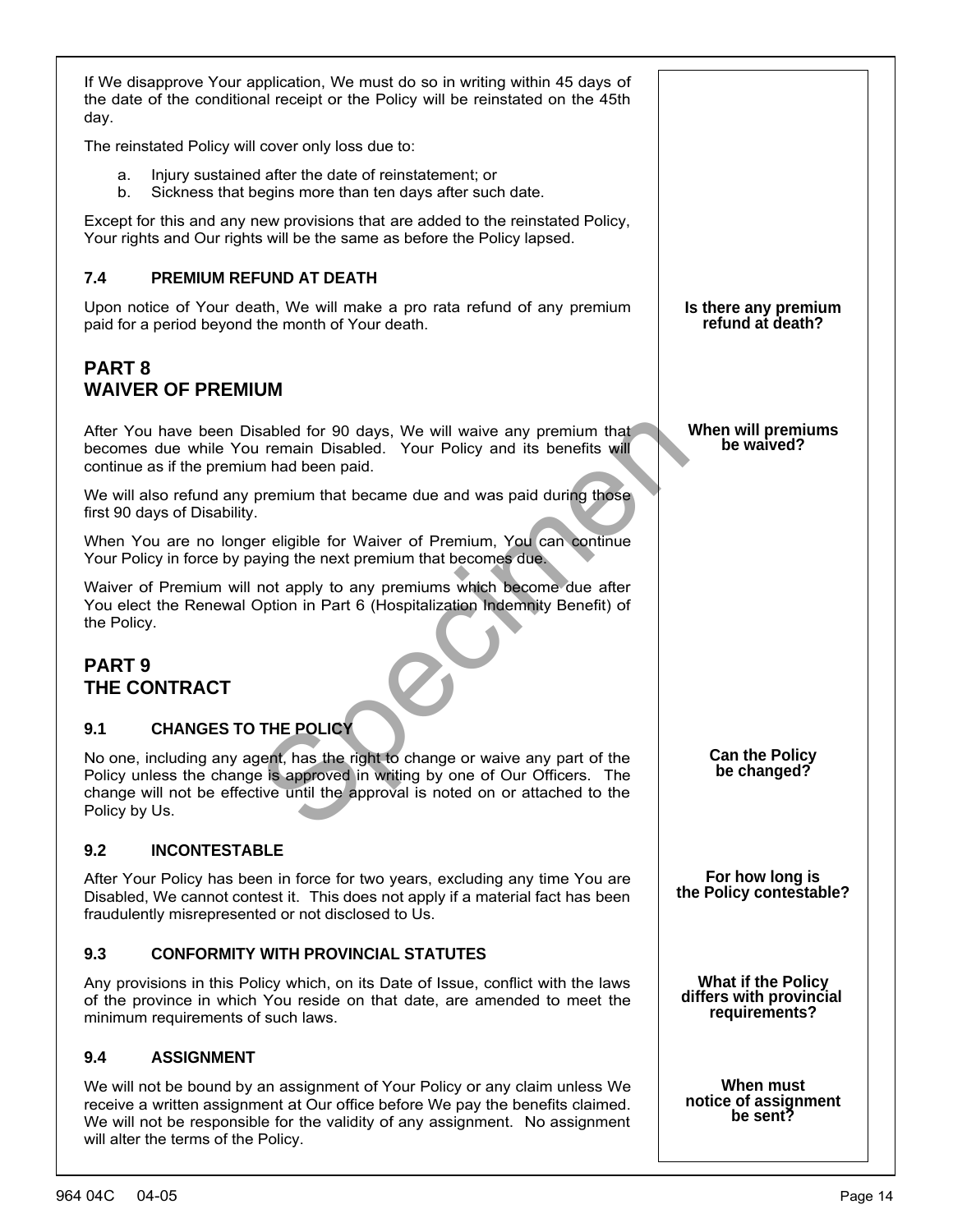If We disapprove Your application, We must do so in writing within 45 days of the date of the conditional receipt or the Policy will be reinstated on the 45th day.

The reinstated Policy will cover only loss due to:

a. Injury sustained after the date of reinstatement; or
b. Sickness that begins more than ten days after such date.

Except for this and any new provisions that are added to the reinstated Policy, Your rights and Our rights will be the same as before the Policy lapsed.

### 7.4 PREMIUM REFUND AT DEATH

**Is there any premium refund at death?**

Upon notice of Your death, We will make a pro rata refund of any premium paid for a period beyond the month of Your death.

## PART 8 WAIVER OF PREMIUM

**When will premiums be waived?**

After You have been Disabled for 90 days, We will waive any premium that becomes due while You remain Disabled. Your Policy and its benefits will continue as if the premium had been paid.

We will also refund any premium that became due and was paid during those first 90 days of Disability.

When You are no longer eligible for Waiver of Premium, You can continue Your Policy in force by paying the next premium that becomes due.

Waiver of Premium will not apply to any premiums which become due after You elect the Renewal Option in Part 6 (Hospitalization Indemnity Benefit) of the Policy.

## PART 9 THE CONTRACT

### 9.1 CHANGES TO THE POLICY

**Can the Policy be changed?**

No one, including any agent, has the right to change or waive any part of the Policy unless the change is approved in writing by one of Our Officers. The change will not be effective until the approval is noted on or attached to the Policy by Us.

### 9.2 INCONTESTABLE

**For how long is the Policy contestable?**

After Your Policy has been in force for two years, excluding any time You are Disabled, We cannot contest it. This does not apply if a material fact has been fraudulently misrepresented or not disclosed to Us.

### 9.3 CONFORMITY WITH PROVINCIAL STATUTES

**What if the Policy differs with provincial requirements?**

Any provisions in this Policy which, on its Date of Issue, conflict with the laws of the province in which You reside on that date, are amended to meet the minimum requirements of such laws.

### 9.4 ASSIGNMENT

**When must notice of assignment be sent?**

We will not be bound by an assignment of Your Policy or any claim unless We receive a written assignment at Our office before We pay the benefits claimed. We will not be responsible for the validity of any assignment. No assignment will alter the terms of the Policy.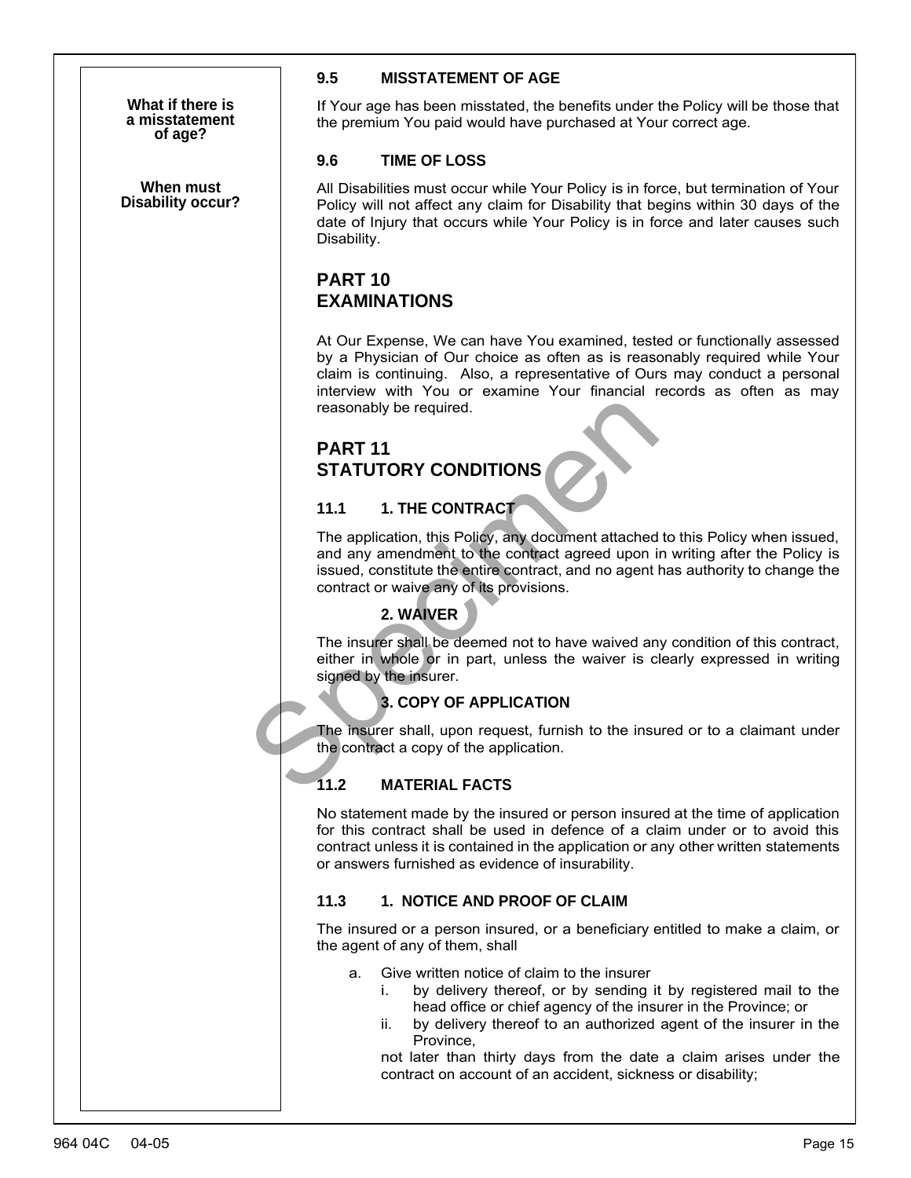**What if there is a misstatement of age?**

### 9.5 MISSTATEMENT OF AGE

If Your age has been misstated, the benefits under the Policy will be those that the premium You paid would have purchased at Your correct age.

**When must Disability occur?**

### 9.6 TIME OF LOSS

All Disabilities must occur while Your Policy is in force, but termination of Your Policy will not affect any claim for Disability that begins within 30 days of the date of Injury that occurs while Your Policy is in force and later causes such Disability.

## PART 10
## EXAMINATIONS

At Our Expense, We can have You examined, tested or functionally assessed by a Physician of Our choice as often as is reasonably required while Your claim is continuing. Also, a representative of Ours may conduct a personal interview with You or examine Your financial records as often as may reasonably be required.

## PART 11
## STATUTORY CONDITIONS

### 11.1 1. THE CONTRACT

The application, this Policy, any document attached to this Policy when issued, and any amendment to the contract agreed upon in writing after the Policy is issued, constitute the entire contract, and no agent has authority to change the contract or waive any of its provisions.

**2. WAIVER**

The insurer shall be deemed not to have waived any condition of this contract, either in whole or in part, unless the waiver is clearly expressed in writing signed by the insurer.

**3. COPY OF APPLICATION**

The insurer shall, upon request, furnish to the insured or to a claimant under the contract a copy of the application.

### 11.2 MATERIAL FACTS

No statement made by the insured or person insured at the time of application for this contract shall be used in defence of a claim under or to avoid this contract unless it is contained in the application or any other written statements or answers furnished as evidence of insurability.

### 11.3 1. NOTICE AND PROOF OF CLAIM

The insured or a person insured, or a beneficiary entitled to make a claim, or the agent of any of them, shall

a. Give written notice of claim to the insurer
   i. by delivery thereof, or by sending it by registered mail to the head office or chief agency of the insurer in the Province; or
   ii. by delivery thereof to an authorized agent of the insurer in the Province,

   not later than thirty days from the date a claim arises under the contract on account of an accident, sickness or disability;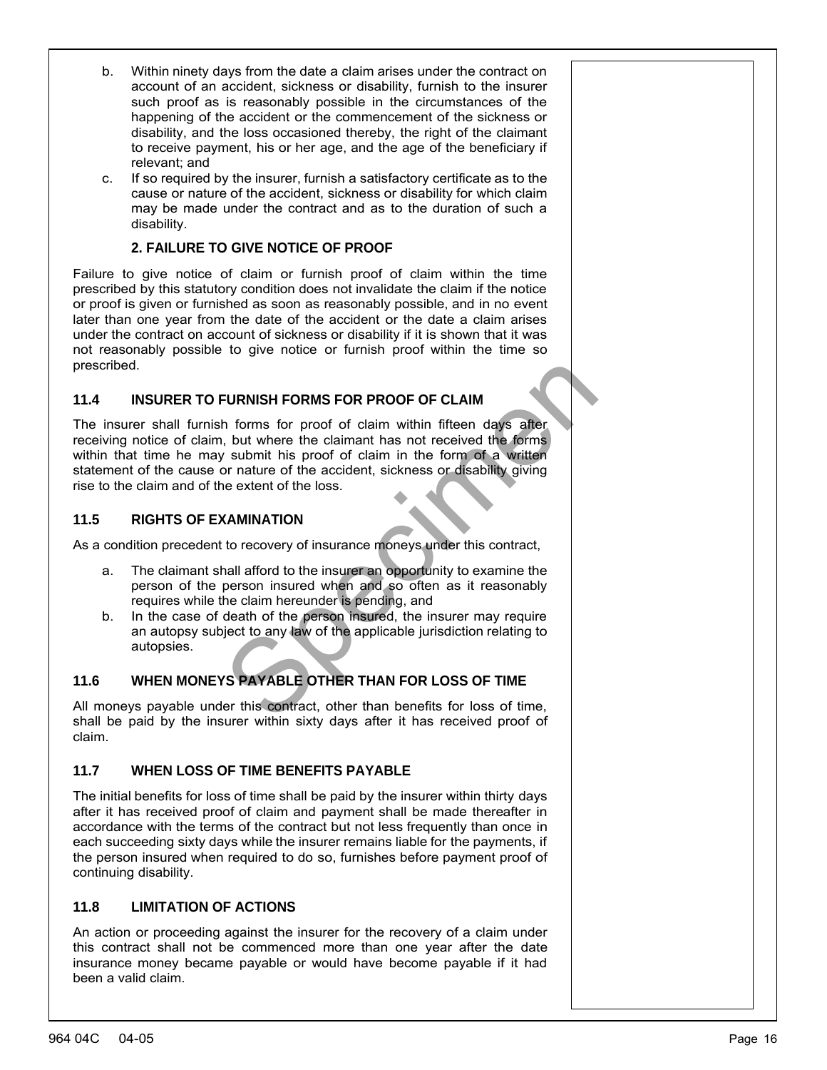b. Within ninety days from the date a claim arises under the contract on account of an accident, sickness or disability, furnish to the insurer such proof as is reasonably possible in the circumstances of the happening of the accident or the commencement of the sickness or disability, and the loss occasioned thereby, the right of the claimant to receive payment, his or her age, and the age of the beneficiary if relevant; and

c. If so required by the insurer, furnish a satisfactory certificate as to the cause or nature of the accident, sickness or disability for which claim may be made under the contract and as to the duration of such a disability.

**2. FAILURE TO GIVE NOTICE OF PROOF**

Failure to give notice of claim or furnish proof of claim within the time prescribed by this statutory condition does not invalidate the claim if the notice or proof is given or furnished as soon as reasonably possible, and in no event later than one year from the date of the accident or the date a claim arises under the contract on account of sickness or disability if it is shown that it was not reasonably possible to give notice or furnish proof within the time so prescribed.

### 11.4 INSURER TO FURNISH FORMS FOR PROOF OF CLAIM

The insurer shall furnish forms for proof of claim within fifteen days after receiving notice of claim, but where the claimant has not received the forms within that time he may submit his proof of claim in the form of a written statement of the cause or nature of the accident, sickness or disability giving rise to the claim and of the extent of the loss.

### 11.5 RIGHTS OF EXAMINATION

As a condition precedent to recovery of insurance moneys under this contract,

a. The claimant shall afford to the insurer an opportunity to examine the person of the person insured when and so often as it reasonably requires while the claim hereunder is pending, and

b. In the case of death of the person insured, the insurer may require an autopsy subject to any law of the applicable jurisdiction relating to autopsies.

### 11.6 WHEN MONEYS PAYABLE OTHER THAN FOR LOSS OF TIME

All moneys payable under this contract, other than benefits for loss of time, shall be paid by the insurer within sixty days after it has received proof of claim.

### 11.7 WHEN LOSS OF TIME BENEFITS PAYABLE

The initial benefits for loss of time shall be paid by the insurer within thirty days after it has received proof of claim and payment shall be made thereafter in accordance with the terms of the contract but not less frequently than once in each succeeding sixty days while the insurer remains liable for the payments, if the person insured when required to do so, furnishes before payment proof of continuing disability.

### 11.8 LIMITATION OF ACTIONS

An action or proceeding against the insurer for the recovery of a claim under this contract shall not be commenced more than one year after the date insurance money became payable or would have become payable if it had been a valid claim.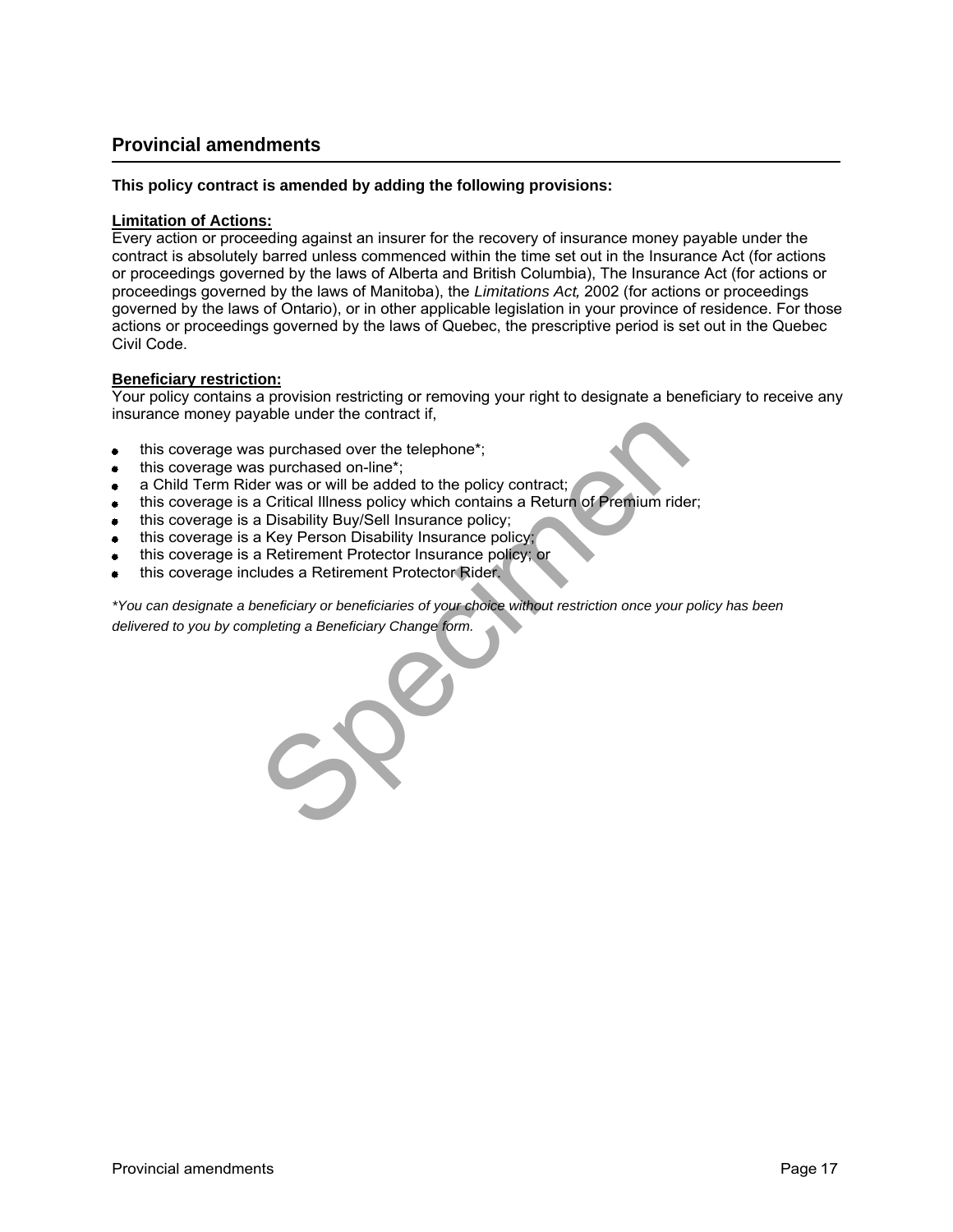## Provincial amendments

**This policy contract is amended by adding the following provisions:**

**Limitation of Actions:**

Every action or proceeding against an insurer for the recovery of insurance money payable under the contract is absolutely barred unless commenced within the time set out in the Insurance Act (for actions or proceedings governed by the laws of Alberta and British Columbia), The Insurance Act (for actions or proceedings governed by the laws of Manitoba), the *Limitations Act,* 2002 (for actions or proceedings governed by the laws of Ontario), or in other applicable legislation in your province of residence. For those actions or proceedings governed by the laws of Quebec, the prescriptive period is set out in the Quebec Civil Code.

**Beneficiary restriction:**

Your policy contains a provision restricting or removing your right to designate a beneficiary to receive any insurance money payable under the contract if,

- this coverage was purchased over the telephone*;
- this coverage was purchased on-line*;
- a Child Term Rider was or will be added to the policy contract;
- this coverage is a Critical Illness policy which contains a Return of Premium rider;
- this coverage is a Disability Buy/Sell Insurance policy;
- this coverage is a Key Person Disability Insurance policy;
- this coverage is a Retirement Protector Insurance policy; or
- this coverage includes a Retirement Protector Rider.

*\*You can designate a beneficiary or beneficiaries of your choice without restriction once your policy has been delivered to you by completing a Beneficiary Change form.*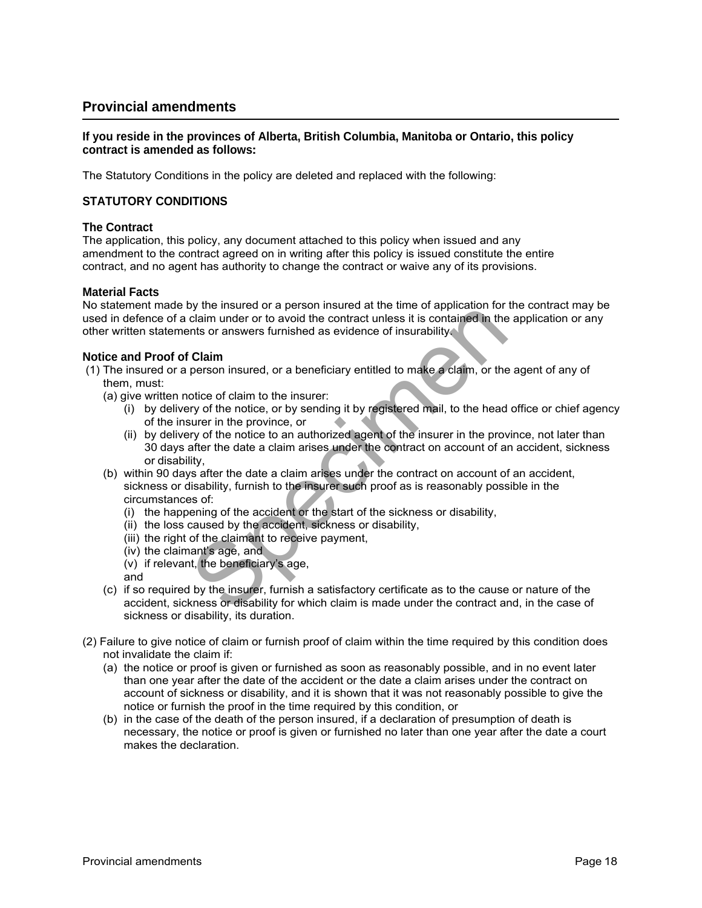## Provincial amendments

**If you reside in the provinces of Alberta, British Columbia, Manitoba or Ontario, this policy contract is amended as follows:**

The Statutory Conditions in the policy are deleted and replaced with the following:

### STATUTORY CONDITIONS

**The Contract**
The application, this policy, any document attached to this policy when issued and any amendment to the contract agreed on in writing after this policy is issued constitute the entire contract, and no agent has authority to change the contract or waive any of its provisions.

**Material Facts**
No statement made by the insured or a person insured at the time of application for the contract may be used in defence of a claim under or to avoid the contract unless it is contained in the application or any other written statements or answers furnished as evidence of insurability.

**Notice and Proof of Claim**

(1) The insured or a person insured, or a beneficiary entitled to make a claim, or the agent of any of them, must:
  - (a) give written notice of claim to the insurer:
    - (i) by delivery of the notice, or by sending it by registered mail, to the head office or chief agency of the insurer in the province, or
    - (ii) by delivery of the notice to an authorized agent of the insurer in the province, not later than 30 days after the date a claim arises under the contract on account of an accident, sickness or disability,
  - (b) within 90 days after the date a claim arises under the contract on account of an accident, sickness or disability, furnish to the insurer such proof as is reasonably possible in the circumstances of:
    - (i) the happening of the accident or the start of the sickness or disability,
    - (ii) the loss caused by the accident, sickness or disability,
    - (iii) the right of the claimant to receive payment,
    - (iv) the claimant's age, and
    - (v) if relevant, the beneficiary's age,

    and
  - (c) if so required by the insurer, furnish a satisfactory certificate as to the cause or nature of the accident, sickness or disability for which claim is made under the contract and, in the case of sickness or disability, its duration.

(2) Failure to give notice of claim or furnish proof of claim within the time required by this condition does not invalidate the claim if:
  - (a) the notice or proof is given or furnished as soon as reasonably possible, and in no event later than one year after the date of the accident or the date a claim arises under the contract on account of sickness or disability, and it is shown that it was not reasonably possible to give the notice or furnish the proof in the time required by this condition, or
  - (b) in the case of the death of the person insured, if a declaration of presumption of death is necessary, the notice or proof is given or furnished no later than one year after the date a court makes the declaration.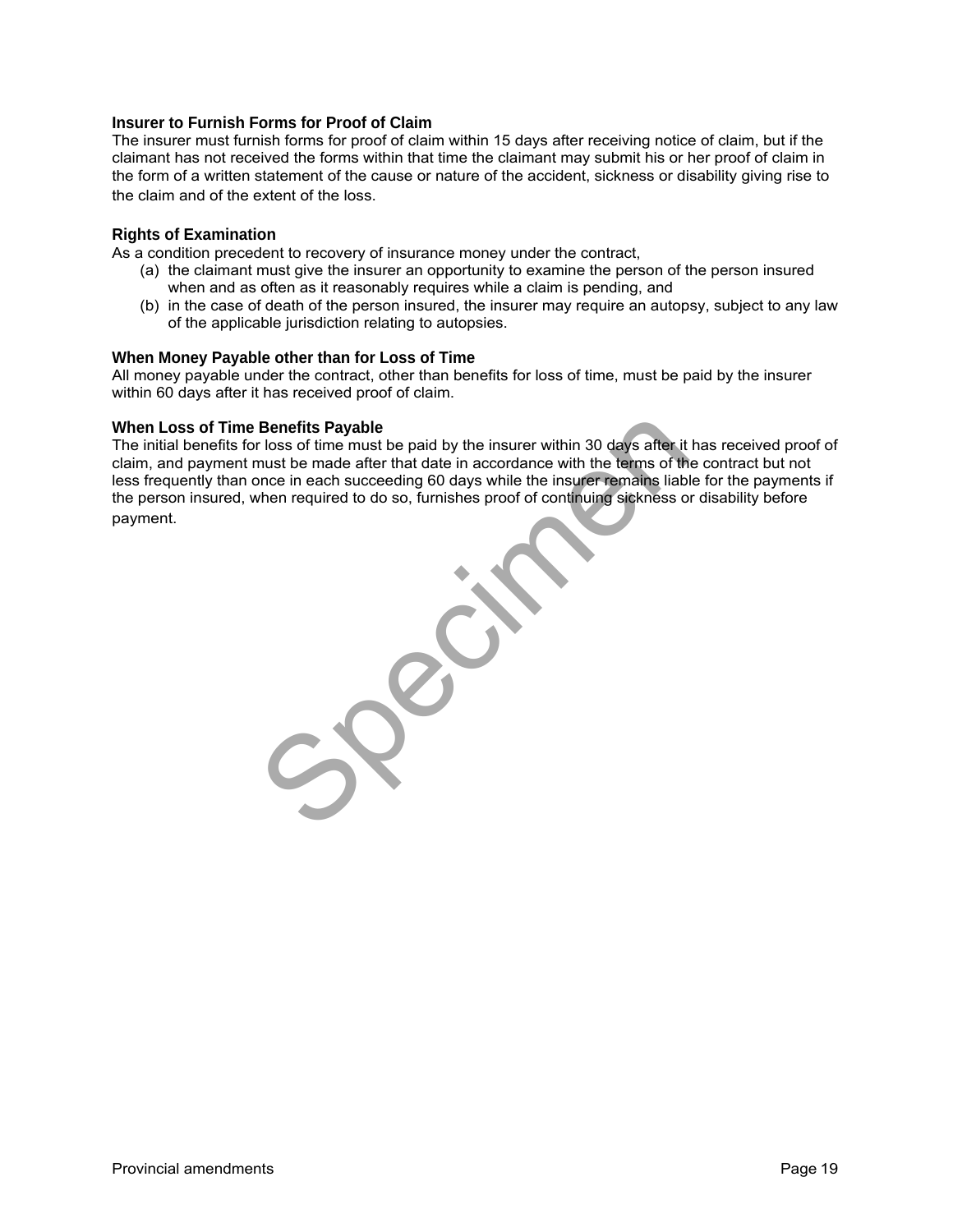### Insurer to Furnish Forms for Proof of Claim

The insurer must furnish forms for proof of claim within 15 days after receiving notice of claim, but if the claimant has not received the forms within that time the claimant may submit his or her proof of claim in the form of a written statement of the cause or nature of the accident, sickness or disability giving rise to the claim and of the extent of the loss.

### Rights of Examination

As a condition precedent to recovery of insurance money under the contract,

(a) the claimant must give the insurer an opportunity to examine the person of the person insured when and as often as it reasonably requires while a claim is pending, and

(b) in the case of death of the person insured, the insurer may require an autopsy, subject to any law of the applicable jurisdiction relating to autopsies.

### When Money Payable other than for Loss of Time

All money payable under the contract, other than benefits for loss of time, must be paid by the insurer within 60 days after it has received proof of claim.

### When Loss of Time Benefits Payable

The initial benefits for loss of time must be paid by the insurer within 30 days after it has received proof of claim, and payment must be made after that date in accordance with the terms of the contract but not less frequently than once in each succeeding 60 days while the insurer remains liable for the payments if the person insured, when required to do so, furnishes proof of continuing sickness or disability before payment.